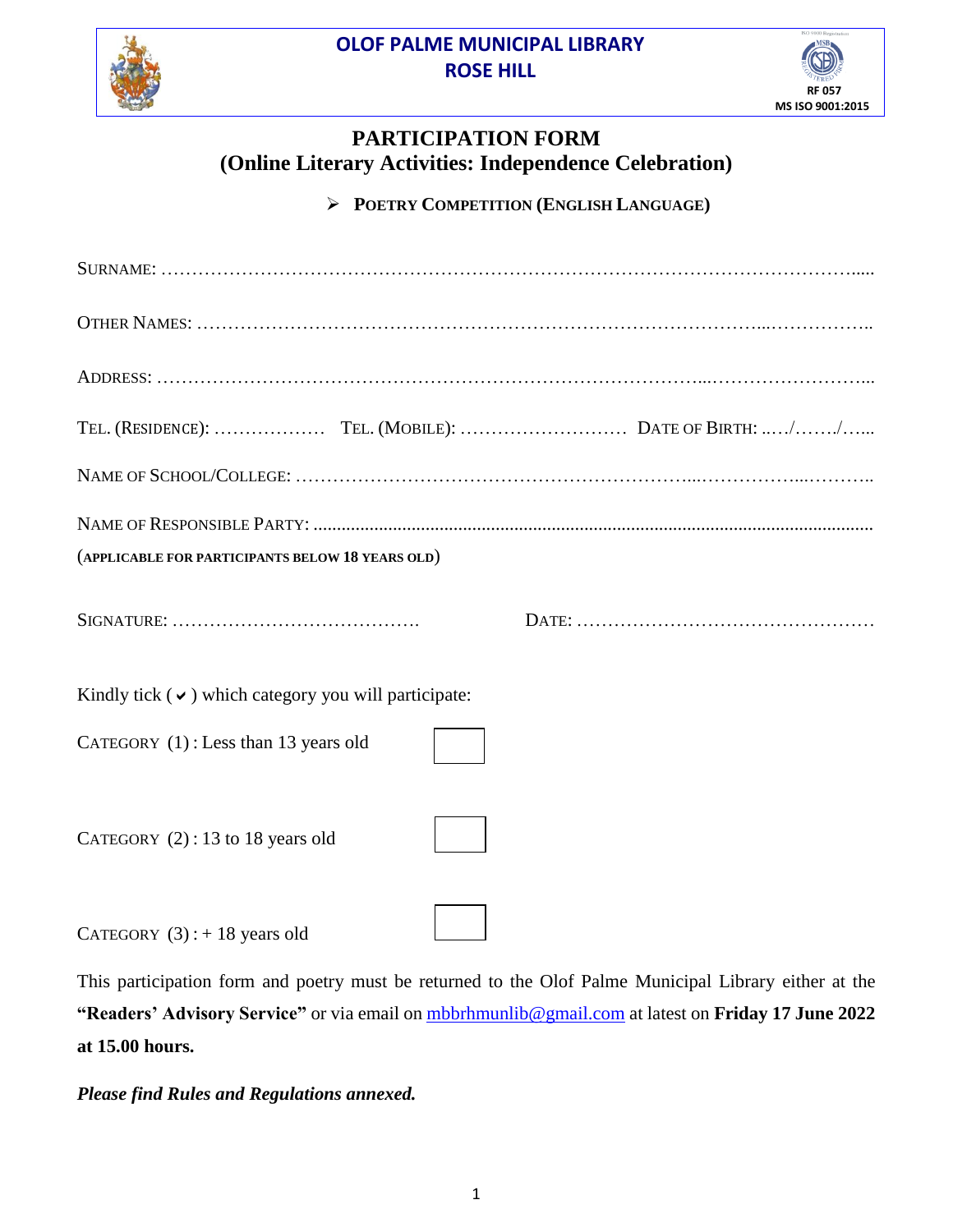**OLOF PALME MUNICIPAL LIBRARY**
**ROSE HILL**

RF 057
MS ISO 9001:2015

# PARTICIPATION FORM
## (Online Literary Activities: Independence Celebration)

- **POETRY COMPETITION (ENGLISH LANGUAGE)**

SURNAME: …………………………………………………………………………………………………......

OTHER NAMES: ……………………………………………………………………………...……………..

ADDRESS: ………………………………………………………………………...……………………...

TEL. (RESIDENCE): ……………… TEL. (MOBILE): ……………………… DATE OF BIRTH: ..…/……./…...

NAME OF SCHOOL/COLLEGE: ……………………………………………………...……………...………..

NAME OF RESPONSIBLE PARTY: ..........................................................................................................................
(APPLICABLE FOR PARTICIPANTS BELOW 18 YEARS OLD)

SIGNATURE: …………………………………. DATE: …………………………………………

Kindly tick ( ✔ ) which category you will participate:

CATEGORY (1) : Less than 13 years old ☐

CATEGORY (2) : 13 to 18 years old ☐

CATEGORY (3) : + 18 years old ☐

This participation form and poetry must be returned to the Olof Palme Municipal Library either at the **"Readers' Advisory Service"** or via email on mbbrhmunlib@gmail.com at latest on **Friday 17 June 2022 at 15.00 hours.**

***Please find Rules and Regulations annexed.***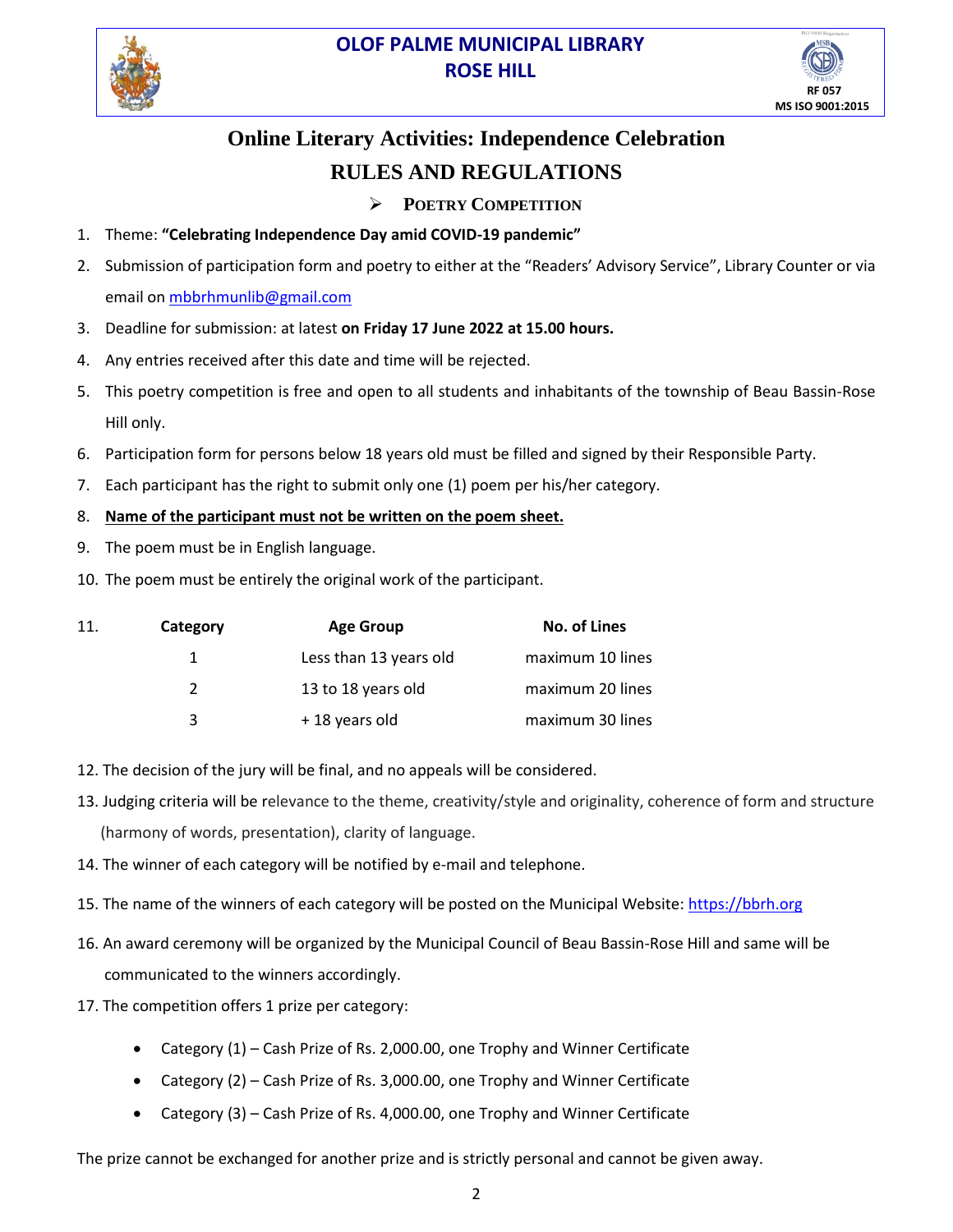# OLOF PALME MUNICIPAL LIBRARY
# ROSE HILL

RF 057
MS ISO 9001:2015

## Online Literary Activities: Independence Celebration

## RULES AND REGULATIONS

### ➢ POETRY COMPETITION

1. Theme: **"Celebrating Independence Day amid COVID-19 pandemic"**
2. Submission of participation form and poetry to either at the "Readers' Advisory Service", Library Counter or via email on mbbrhmunlib@gmail.com
3. Deadline for submission: at latest **on Friday 17 June 2022 at 15.00 hours.**
4. Any entries received after this date and time will be rejected.
5. This poetry competition is free and open to all students and inhabitants of the township of Beau Bassin-Rose Hill only.
6. Participation form for persons below 18 years old must be filled and signed by their Responsible Party.
7. Each participant has the right to submit only one (1) poem per his/her category.
8. **Name of the participant must not be written on the poem sheet.**
9. The poem must be in English language.
10. The poem must be entirely the original work of the participant.
11. 

| Category | Age Group | No. of Lines |
|---|---|---|
| 1 | Less than 13 years old | maximum 10 lines |
| 2 | 13 to 18 years old | maximum 20 lines |
| 3 | + 18 years old | maximum 30 lines |

12. The decision of the jury will be final, and no appeals will be considered.
13. Judging criteria will be relevance to the theme, creativity/style and originality, coherence of form and structure (harmony of words, presentation), clarity of language.
14. The winner of each category will be notified by e-mail and telephone.
15. The name of the winners of each category will be posted on the Municipal Website: https://bbrh.org
16. An award ceremony will be organized by the Municipal Council of Beau Bassin-Rose Hill and same will be communicated to the winners accordingly.
17. The competition offers 1 prize per category:
    - Category (1) – Cash Prize of Rs. 2,000.00, one Trophy and Winner Certificate
    - Category (2) – Cash Prize of Rs. 3,000.00, one Trophy and Winner Certificate
    - Category (3) – Cash Prize of Rs. 4,000.00, one Trophy and Winner Certificate

The prize cannot be exchanged for another prize and is strictly personal and cannot be given away.